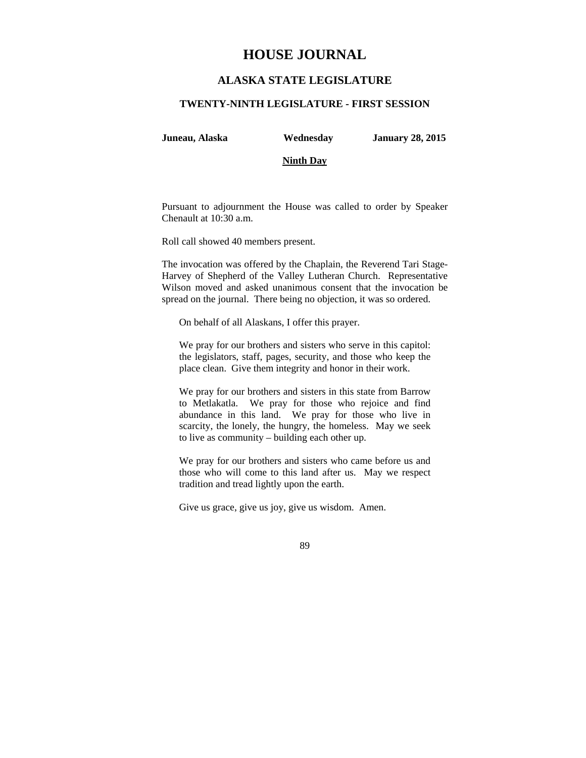# HOUSE JOURNAL

## ALASKA STATE LEGISLATURE

### TWENTY-NINTH LEGISLATURE - FIRST SESSION

**Juneau, Alaska** **Wednesday** **January 28, 2015**

**Ninth Day**

Pursuant to adjournment the House was called to order by Speaker Chenault at 10:30 a.m.

Roll call showed 40 members present.

The invocation was offered by the Chaplain, the Reverend Tari Stage-Harvey of Shepherd of the Valley Lutheran Church. Representative Wilson moved and asked unanimous consent that the invocation be spread on the journal. There being no objection, it was so ordered.

> On behalf of all Alaskans, I offer this prayer.
>
> We pray for our brothers and sisters who serve in this capitol: the legislators, staff, pages, security, and those who keep the place clean. Give them integrity and honor in their work.
>
> We pray for our brothers and sisters in this state from Barrow to Metlakatla. We pray for those who rejoice and find abundance in this land. We pray for those who live in scarcity, the lonely, the hungry, the homeless. May we seek to live as community – building each other up.
>
> We pray for our brothers and sisters who came before us and those who will come to this land after us. May we respect tradition and tread lightly upon the earth.
>
> Give us grace, give us joy, give us wisdom. Amen.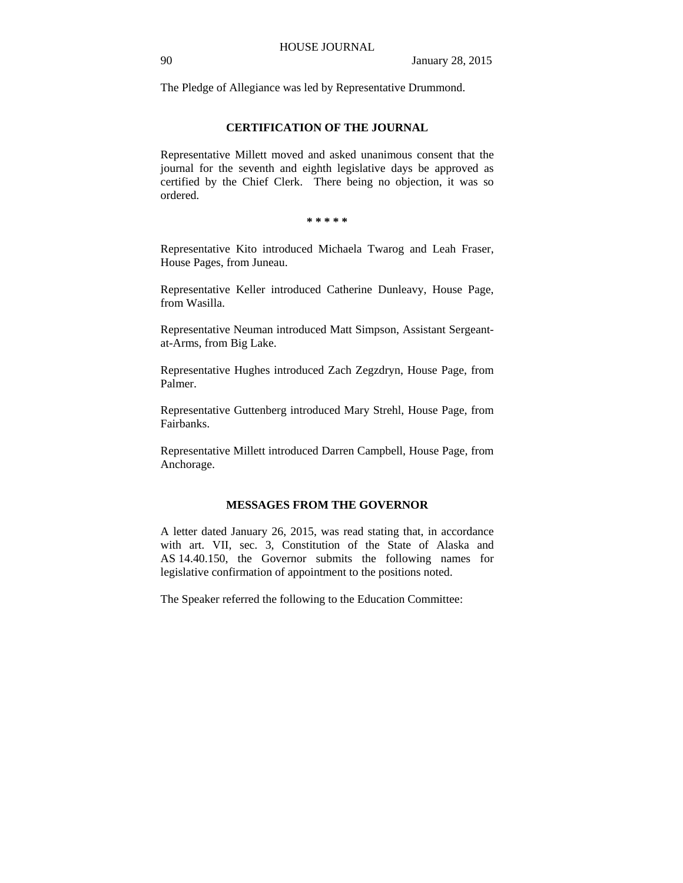The Pledge of Allegiance was led by Representative Drummond.

## CERTIFICATION OF THE JOURNAL

Representative Millett moved and asked unanimous consent that the journal for the seventh and eighth legislative days be approved as certified by the Chief Clerk. There being no objection, it was so ordered.

\* \* \* \* \*

Representative Kito introduced Michaela Twarog and Leah Fraser, House Pages, from Juneau.

Representative Keller introduced Catherine Dunleavy, House Page, from Wasilla.

Representative Neuman introduced Matt Simpson, Assistant Sergeant-at-Arms, from Big Lake.

Representative Hughes introduced Zach Zegzdryn, House Page, from Palmer.

Representative Guttenberg introduced Mary Strehl, House Page, from Fairbanks.

Representative Millett introduced Darren Campbell, House Page, from Anchorage.

## MESSAGES FROM THE GOVERNOR

A letter dated January 26, 2015, was read stating that, in accordance with art. VII, sec. 3, Constitution of the State of Alaska and AS 14.40.150, the Governor submits the following names for legislative confirmation of appointment to the positions noted.

The Speaker referred the following to the Education Committee: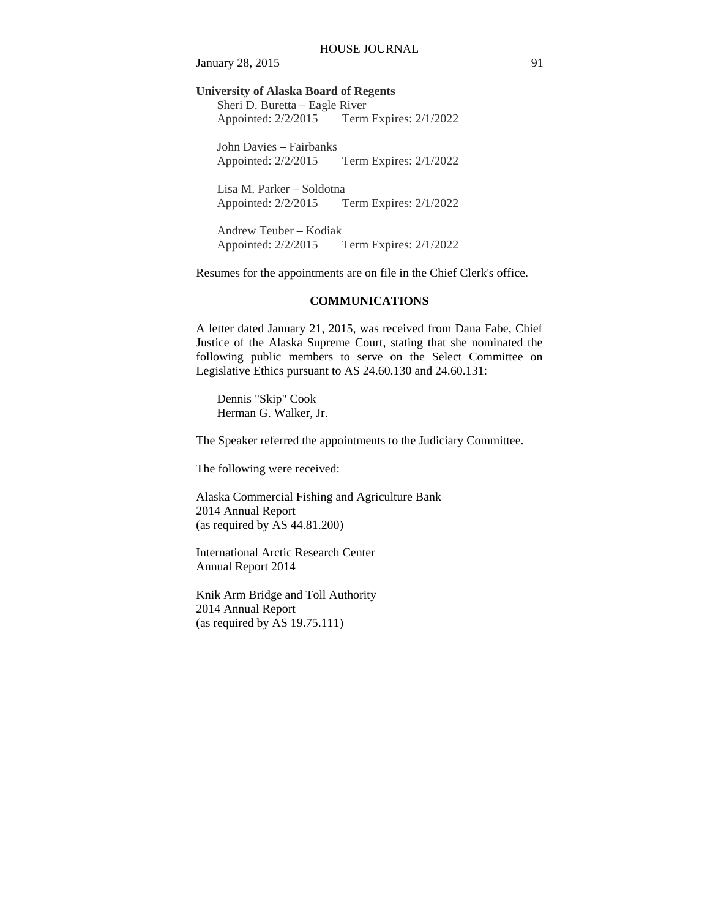**University of Alaska Board of Regents**

Sheri D. Buretta – Eagle River
Appointed: 2/2/2015 Term Expires: 2/1/2022

John Davies – Fairbanks
Appointed: 2/2/2015 Term Expires: 2/1/2022

Lisa M. Parker – Soldotna
Appointed: 2/2/2015 Term Expires: 2/1/2022

Andrew Teuber – Kodiak
Appointed: 2/2/2015 Term Expires: 2/1/2022

Resumes for the appointments are on file in the Chief Clerk's office.

## COMMUNICATIONS

A letter dated January 21, 2015, was received from Dana Fabe, Chief Justice of the Alaska Supreme Court, stating that she nominated the following public members to serve on the Select Committee on Legislative Ethics pursuant to AS 24.60.130 and 24.60.131:

Dennis "Skip" Cook
Herman G. Walker, Jr.

The Speaker referred the appointments to the Judiciary Committee.

The following were received:

Alaska Commercial Fishing and Agriculture Bank
2014 Annual Report
(as required by AS 44.81.200)

International Arctic Research Center
Annual Report 2014

Knik Arm Bridge and Toll Authority
2014 Annual Report
(as required by AS 19.75.111)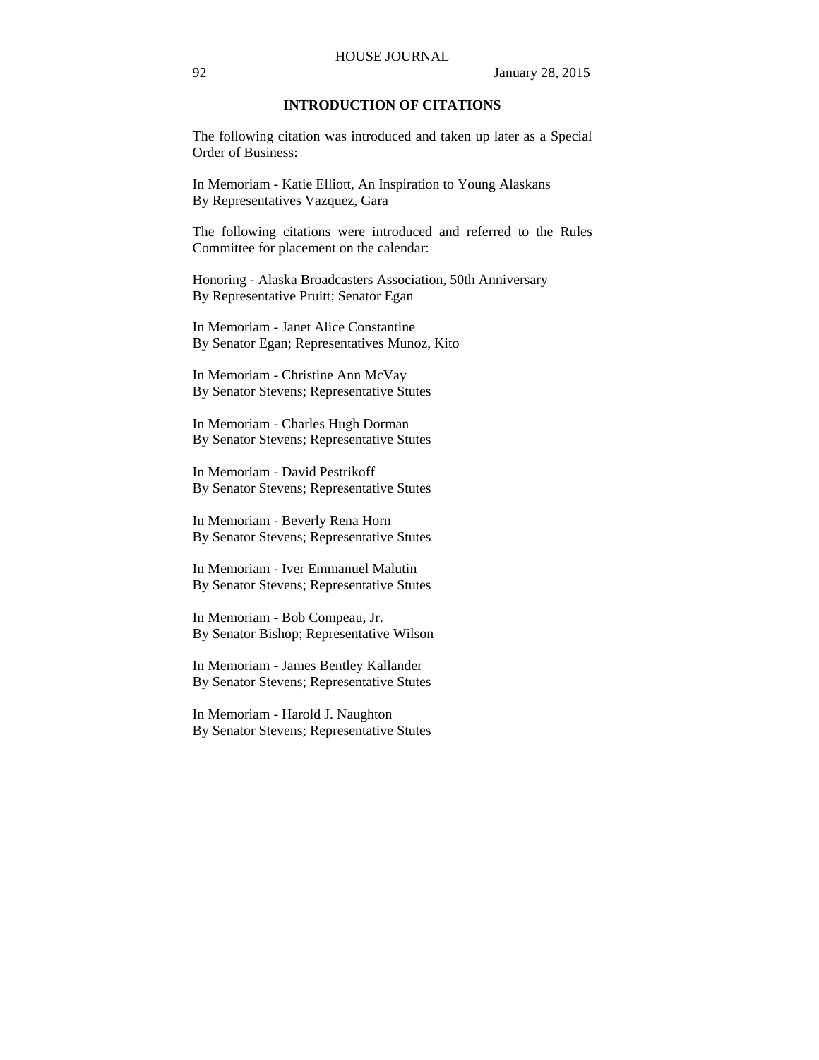## INTRODUCTION OF CITATIONS

The following citation was introduced and taken up later as a Special Order of Business:

In Memoriam - Katie Elliott, An Inspiration to Young Alaskans
By Representatives Vazquez, Gara

The following citations were introduced and referred to the Rules Committee for placement on the calendar:

Honoring - Alaska Broadcasters Association, 50th Anniversary
By Representative Pruitt; Senator Egan

In Memoriam - Janet Alice Constantine
By Senator Egan; Representatives Munoz, Kito

In Memoriam - Christine Ann McVay
By Senator Stevens; Representative Stutes

In Memoriam - Charles Hugh Dorman
By Senator Stevens; Representative Stutes

In Memoriam - David Pestrikoff
By Senator Stevens; Representative Stutes

In Memoriam - Beverly Rena Horn
By Senator Stevens; Representative Stutes

In Memoriam - Iver Emmanuel Malutin
By Senator Stevens; Representative Stutes

In Memoriam - Bob Compeau, Jr.
By Senator Bishop; Representative Wilson

In Memoriam - James Bentley Kallander
By Senator Stevens; Representative Stutes

In Memoriam - Harold J. Naughton
By Senator Stevens; Representative Stutes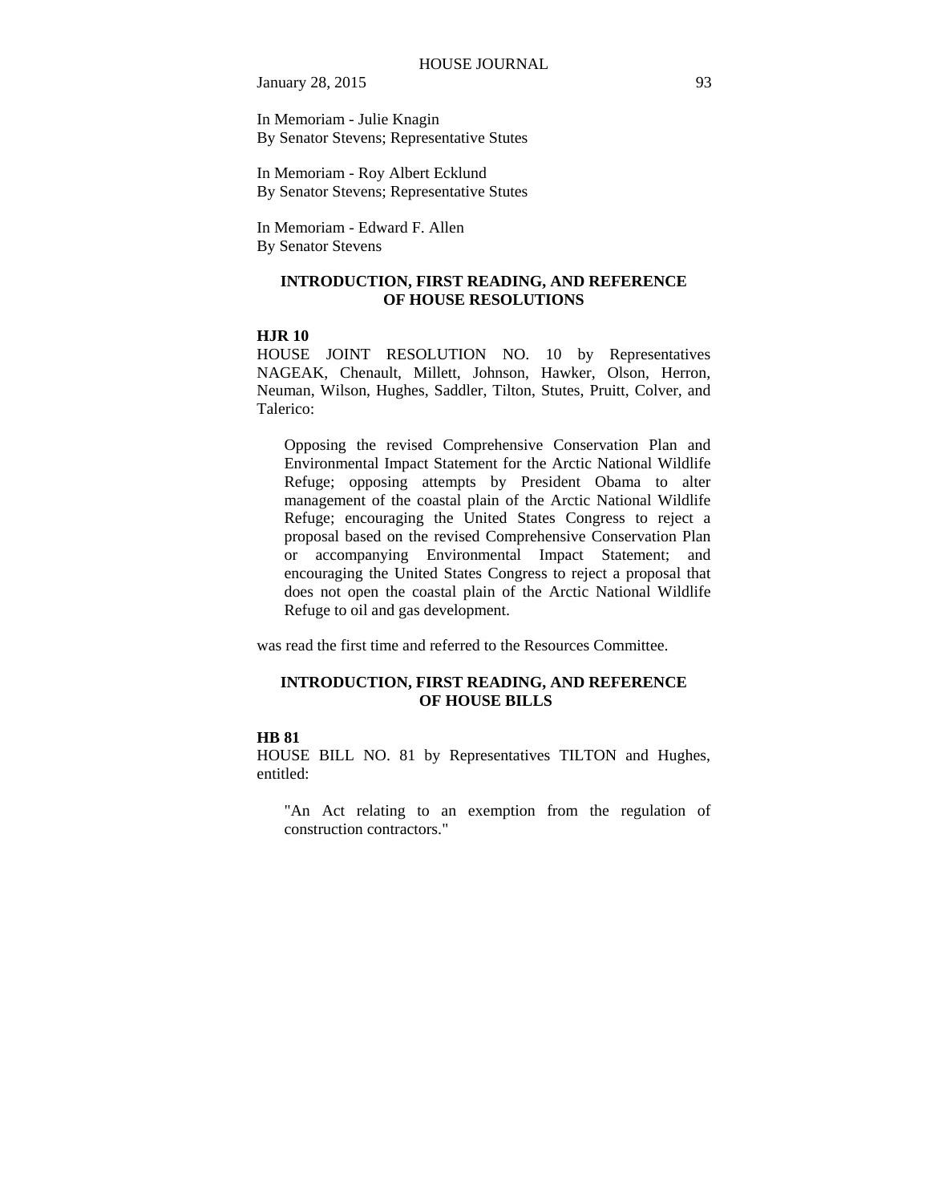In Memoriam - Julie Knagin
By Senator Stevens; Representative Stutes

In Memoriam - Roy Albert Ecklund
By Senator Stevens; Representative Stutes

In Memoriam - Edward F. Allen
By Senator Stevens

## INTRODUCTION, FIRST READING, AND REFERENCE OF HOUSE RESOLUTIONS

**HJR 10**

HOUSE JOINT RESOLUTION NO. 10 by Representatives NAGEAK, Chenault, Millett, Johnson, Hawker, Olson, Herron, Neuman, Wilson, Hughes, Saddler, Tilton, Stutes, Pruitt, Colver, and Talerico:

> Opposing the revised Comprehensive Conservation Plan and Environmental Impact Statement for the Arctic National Wildlife Refuge; opposing attempts by President Obama to alter management of the coastal plain of the Arctic National Wildlife Refuge; encouraging the United States Congress to reject a proposal based on the revised Comprehensive Conservation Plan or accompanying Environmental Impact Statement; and encouraging the United States Congress to reject a proposal that does not open the coastal plain of the Arctic National Wildlife Refuge to oil and gas development.

was read the first time and referred to the Resources Committee.

## INTRODUCTION, FIRST READING, AND REFERENCE OF HOUSE BILLS

**HB 81**

HOUSE BILL NO. 81 by Representatives TILTON and Hughes, entitled:

> "An Act relating to an exemption from the regulation of construction contractors."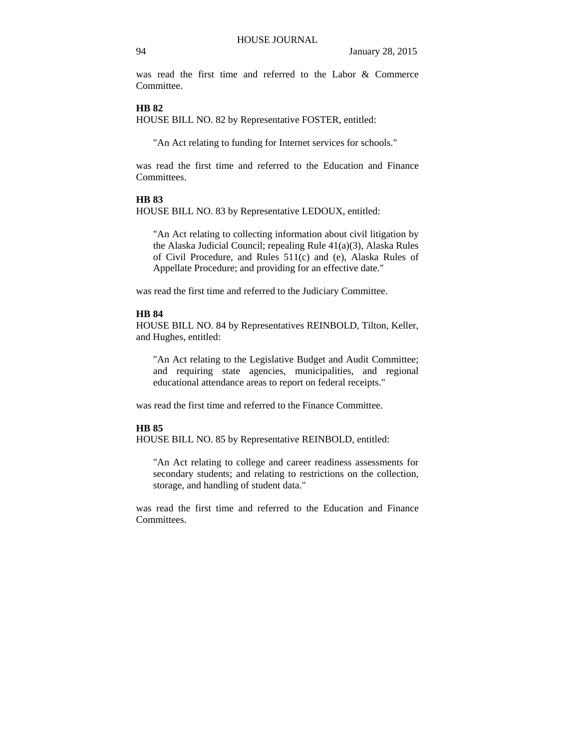was read the first time and referred to the Labor & Commerce Committee.

**HB 82**

HOUSE BILL NO. 82 by Representative FOSTER, entitled:

> "An Act relating to funding for Internet services for schools."

was read the first time and referred to the Education and Finance Committees.

**HB 83**

HOUSE BILL NO. 83 by Representative LEDOUX, entitled:

> "An Act relating to collecting information about civil litigation by the Alaska Judicial Council; repealing Rule 41(a)(3), Alaska Rules of Civil Procedure, and Rules 511(c) and (e), Alaska Rules of Appellate Procedure; and providing for an effective date."

was read the first time and referred to the Judiciary Committee.

**HB 84**

HOUSE BILL NO. 84 by Representatives REINBOLD, Tilton, Keller, and Hughes, entitled:

> "An Act relating to the Legislative Budget and Audit Committee; and requiring state agencies, municipalities, and regional educational attendance areas to report on federal receipts."

was read the first time and referred to the Finance Committee.

**HB 85**

HOUSE BILL NO. 85 by Representative REINBOLD, entitled:

> "An Act relating to college and career readiness assessments for secondary students; and relating to restrictions on the collection, storage, and handling of student data."

was read the first time and referred to the Education and Finance Committees.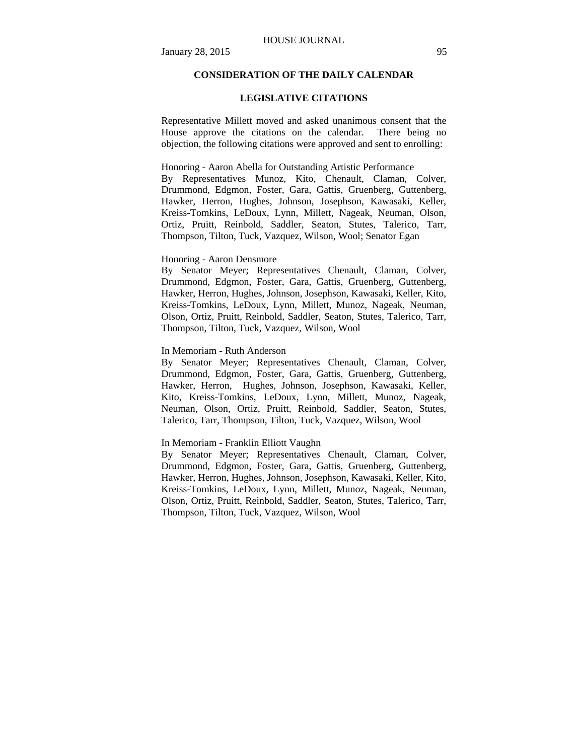## CONSIDERATION OF THE DAILY CALENDAR

### LEGISLATIVE CITATIONS

Representative Millett moved and asked unanimous consent that the House approve the citations on the calendar. There being no objection, the following citations were approved and sent to enrolling:

Honoring - Aaron Abella for Outstanding Artistic Performance
By Representatives Munoz, Kito, Chenault, Claman, Colver, Drummond, Edgmon, Foster, Gara, Gattis, Gruenberg, Guttenberg, Hawker, Herron, Hughes, Johnson, Josephson, Kawasaki, Keller, Kreiss-Tomkins, LeDoux, Lynn, Millett, Nageak, Neuman, Olson, Ortiz, Pruitt, Reinbold, Saddler, Seaton, Stutes, Talerico, Tarr, Thompson, Tilton, Tuck, Vazquez, Wilson, Wool; Senator Egan

Honoring - Aaron Densmore
By Senator Meyer; Representatives Chenault, Claman, Colver, Drummond, Edgmon, Foster, Gara, Gattis, Gruenberg, Guttenberg, Hawker, Herron, Hughes, Johnson, Josephson, Kawasaki, Keller, Kito, Kreiss-Tomkins, LeDoux, Lynn, Millett, Munoz, Nageak, Neuman, Olson, Ortiz, Pruitt, Reinbold, Saddler, Seaton, Stutes, Talerico, Tarr, Thompson, Tilton, Tuck, Vazquez, Wilson, Wool

In Memoriam - Ruth Anderson
By Senator Meyer; Representatives Chenault, Claman, Colver, Drummond, Edgmon, Foster, Gara, Gattis, Gruenberg, Guttenberg, Hawker, Herron, Hughes, Johnson, Josephson, Kawasaki, Keller, Kito, Kreiss-Tomkins, LeDoux, Lynn, Millett, Munoz, Nageak, Neuman, Olson, Ortiz, Pruitt, Reinbold, Saddler, Seaton, Stutes, Talerico, Tarr, Thompson, Tilton, Tuck, Vazquez, Wilson, Wool

In Memoriam - Franklin Elliott Vaughn
By Senator Meyer; Representatives Chenault, Claman, Colver, Drummond, Edgmon, Foster, Gara, Gattis, Gruenberg, Guttenberg, Hawker, Herron, Hughes, Johnson, Josephson, Kawasaki, Keller, Kito, Kreiss-Tomkins, LeDoux, Lynn, Millett, Munoz, Nageak, Neuman, Olson, Ortiz, Pruitt, Reinbold, Saddler, Seaton, Stutes, Talerico, Tarr, Thompson, Tilton, Tuck, Vazquez, Wilson, Wool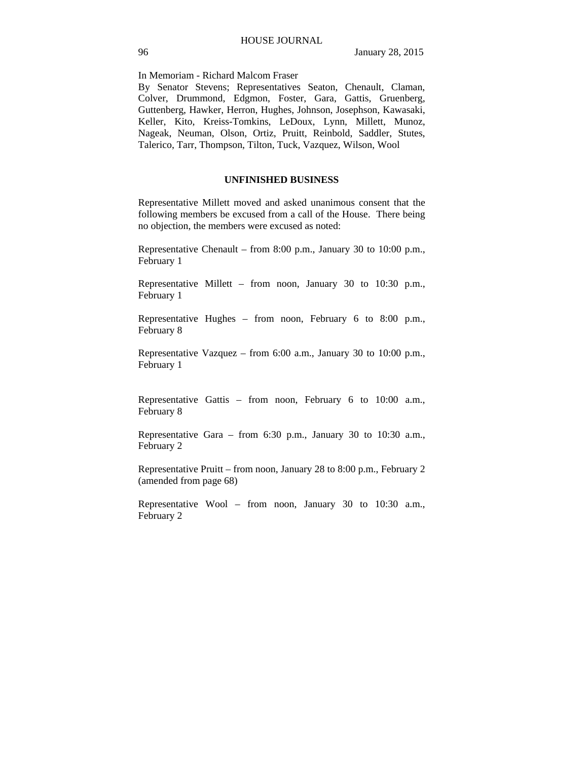In Memoriam - Richard Malcom Fraser
By Senator Stevens; Representatives Seaton, Chenault, Claman, Colver, Drummond, Edgmon, Foster, Gara, Gattis, Gruenberg, Guttenberg, Hawker, Herron, Hughes, Johnson, Josephson, Kawasaki, Keller, Kito, Kreiss-Tomkins, LeDoux, Lynn, Millett, Munoz, Nageak, Neuman, Olson, Ortiz, Pruitt, Reinbold, Saddler, Stutes, Talerico, Tarr, Thompson, Tilton, Tuck, Vazquez, Wilson, Wool

## UNFINISHED BUSINESS

Representative Millett moved and asked unanimous consent that the following members be excused from a call of the House. There being no objection, the members were excused as noted:

Representative Chenault – from 8:00 p.m., January 30 to 10:00 p.m., February 1

Representative Millett – from noon, January 30 to 10:30 p.m., February 1

Representative Hughes – from noon, February 6 to 8:00 p.m., February 8

Representative Vazquez – from 6:00 a.m., January 30 to 10:00 p.m., February 1

Representative Gattis – from noon, February 6 to 10:00 a.m., February 8

Representative Gara – from 6:30 p.m., January 30 to 10:30 a.m., February 2

Representative Pruitt – from noon, January 28 to 8:00 p.m., February 2 (amended from page 68)

Representative Wool – from noon, January 30 to 10:30 a.m., February 2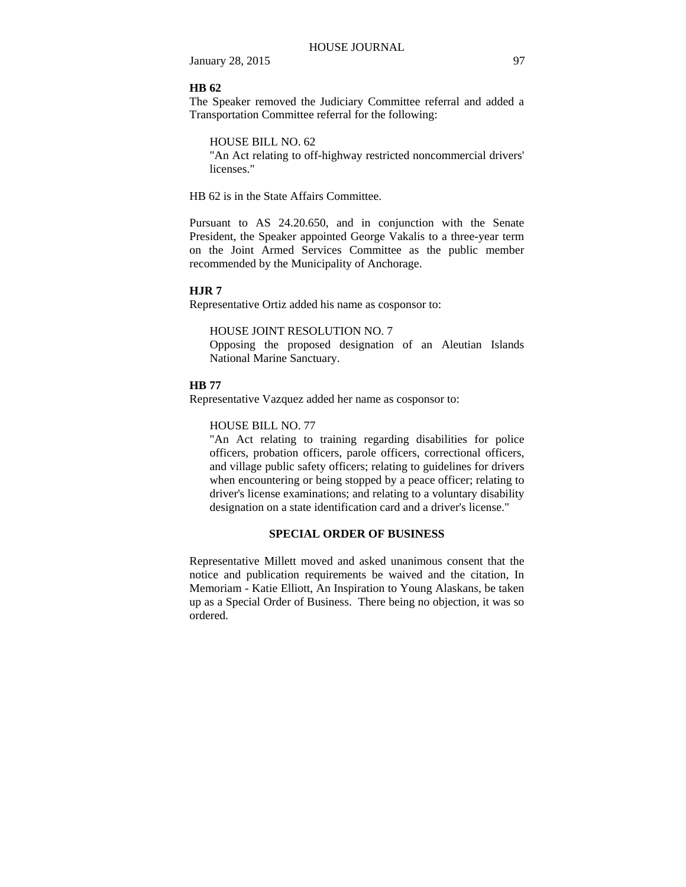**HB 62**

The Speaker removed the Judiciary Committee referral and added a Transportation Committee referral for the following:

> HOUSE BILL NO. 62
> "An Act relating to off-highway restricted noncommercial drivers' licenses."

HB 62 is in the State Affairs Committee.

Pursuant to AS 24.20.650, and in conjunction with the Senate President, the Speaker appointed George Vakalis to a three-year term on the Joint Armed Services Committee as the public member recommended by the Municipality of Anchorage.

**HJR 7**

Representative Ortiz added his name as cosponsor to:

> HOUSE JOINT RESOLUTION NO. 7
> Opposing the proposed designation of an Aleutian Islands National Marine Sanctuary.

**HB 77**

Representative Vazquez added her name as cosponsor to:

> HOUSE BILL NO. 77
> "An Act relating to training regarding disabilities for police officers, probation officers, parole officers, correctional officers, and village public safety officers; relating to guidelines for drivers when encountering or being stopped by a peace officer; relating to driver's license examinations; and relating to a voluntary disability designation on a state identification card and a driver's license."

## SPECIAL ORDER OF BUSINESS

Representative Millett moved and asked unanimous consent that the notice and publication requirements be waived and the citation, In Memoriam - Katie Elliott, An Inspiration to Young Alaskans, be taken up as a Special Order of Business. There being no objection, it was so ordered.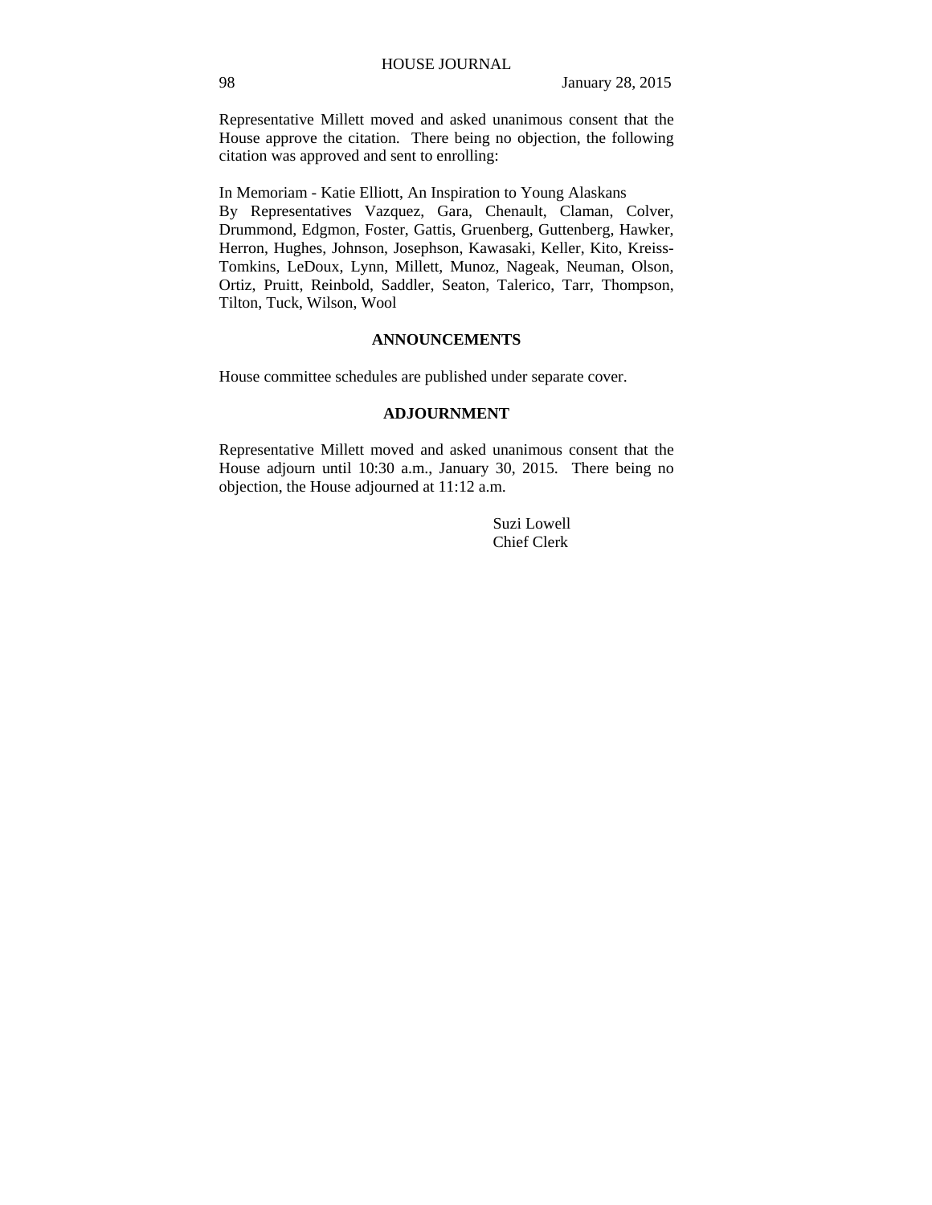Representative Millett moved and asked unanimous consent that the House approve the citation. There being no objection, the following citation was approved and sent to enrolling:

In Memoriam - Katie Elliott, An Inspiration to Young Alaskans
By Representatives Vazquez, Gara, Chenault, Claman, Colver, Drummond, Edgmon, Foster, Gattis, Gruenberg, Guttenberg, Hawker, Herron, Hughes, Johnson, Josephson, Kawasaki, Keller, Kito, Kreiss-Tomkins, LeDoux, Lynn, Millett, Munoz, Nageak, Neuman, Olson, Ortiz, Pruitt, Reinbold, Saddler, Seaton, Talerico, Tarr, Thompson, Tilton, Tuck, Wilson, Wool

## ANNOUNCEMENTS

House committee schedules are published under separate cover.

## ADJOURNMENT

Representative Millett moved and asked unanimous consent that the House adjourn until 10:30 a.m., January 30, 2015. There being no objection, the House adjourned at 11:12 a.m.

Suzi Lowell
Chief Clerk